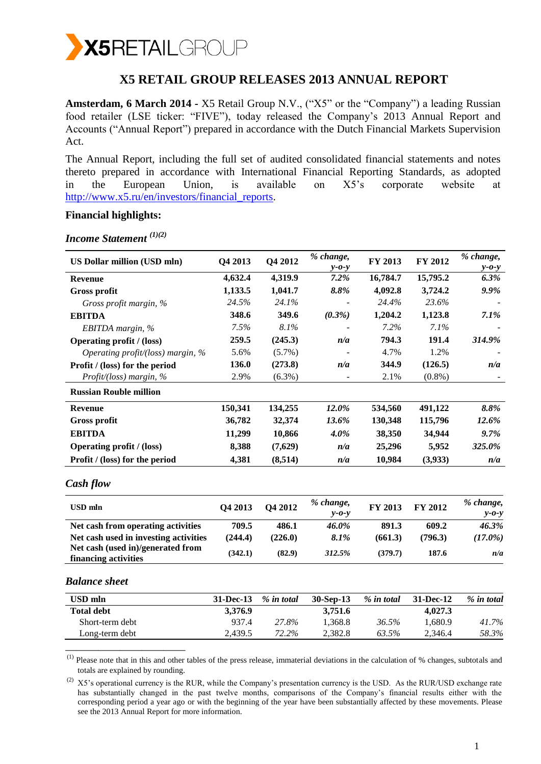# X5 RETAIL GROUP RELEASES 2013 ANNUAL REPORT

**Amsterdam, 6 March 2014 -** X5 Retail Group N.V., ("X5" or the "Company") a leading Russian food retailer (LSE ticker: "FIVE"), today released the Company's 2013 Annual Report and Accounts ("Annual Report") prepared in accordance with the Dutch Financial Markets Supervision Act.

The Annual Report, including the full set of audited consolidated financial statements and notes thereto prepared in accordance with International Financial Reporting Standards, as adopted in the European Union, is available on X5's corporate website at http://www.x5.ru/en/investors/financial_reports.

### Financial highlights:

#### *Income Statement* [(1)(2)]

| US Dollar million (USD mln) | Q4 2013 | Q4 2012 | *% change, y-o-y* | FY 2013 | FY 2012 | *% change, y-o-y* |
|---|---|---|---|---|---|---|
| **Revenue** | **4,632.4** | **4,319.9** | *7.2%* | **16,784.7** | **15,795.2** | *6.3%* |
| **Gross profit** | **1,133.5** | **1,041.7** | *8.8%* | **4,092.8** | **3,724.2** | *9.9%* |
| *Gross profit margin, %* | *24.5%* | *24.1%* | - | *24.4%* | *23.6%* | - |
| **EBITDA** | **348.6** | **349.6** | ***(0.3%)*** | **1,204.2** | **1,123.8** | ***7.1%*** |
| *EBITDA margin, %* | *7.5%* | *8.1%* | - | *7.2%* | *7.1%* | - |
| **Operating profit / (loss)** | **259.5** | **(245.3)** | ***n/a*** | **794.3** | **191.4** | ***314.9%*** |
| *Operating profit/(loss) margin, %* | 5.6% | (5.7%) | - | 4.7% | 1.2% | - |
| **Profit / (loss) for the period** | **136.0** | **(273.8)** | ***n/a*** | **344.9** | **(126.5)** | ***n/a*** |
| *Profit/(loss) margin, %* | 2.9% | (6.3%) | - | 2.1% | (0.8%) | - |
| **Russian Rouble million** | | | | | | |
| **Revenue** | **150,341** | **134,255** | *12.0%* | **534,560** | **491,122** | *8.8%* |
| **Gross profit** | **36,782** | **32,374** | *13.6%* | **130,348** | **115,796** | *12.6%* |
| **EBITDA** | **11,299** | **10,866** | *4.0%* | **38,350** | **34,944** | *9.7%* |
| **Operating profit / (loss)** | **8,388** | **(7,629)** | *n/a* | **25,296** | **5,952** | *325.0%* |
| **Profit / (loss) for the period** | **4,381** | **(8,514)** | *n/a* | **10,984** | **(3,933)** | *n/a* |

#### *Cash flow*

| USD mln | Q4 2013 | Q4 2012 | *% change, y-o-y* | FY 2013 | FY 2012 | *% change, y-o-y* |
|---|---|---|---|---|---|---|
| **Net cash from operating activities** | **709.5** | **486.1** | ***46.0%*** | **891.3** | **609.2** | ***46.3%*** |
| **Net cash used in investing activities** | **(244.4)** | **(226.0)** | ***8.1%*** | **(661.3)** | **(796.3)** | ***(17.0%)*** |
| **Net cash (used in)/generated from financing activities** | **(342.1)** | **(82.9)** | ***312.5%*** | **(379.7)** | **187.6** | ***n/a*** |

#### *Balance sheet*

| USD mln | 31-Dec-13 | *% in total* | 30-Sep-13 | *% in total* | 31-Dec-12 | *% in total* |
|---|---|---|---|---|---|---|
| **Total debt** | **3,376.9** | | **3,751.6** | | **4,027.3** | |
| Short-term debt | 937.4 | *27.8%* | 1,368.8 | *36.5%* | 1,680.9 | *41.7%* |
| Long-term debt | 2,439.5 | *72.2%* | 2,382.8 | *63.5%* | 2,346.4 | *58.3%* |

---

(1) Please note that in this and other tables of the press release, immaterial deviations in the calculation of % changes, subtotals and totals are explained by rounding.

(2) X5's operational currency is the RUR, while the Company's presentation currency is the USD. As the RUR/USD exchange rate has substantially changed in the past twelve months, comparisons of the Company's financial results either with the corresponding period a year ago or with the beginning of the year have been substantially affected by these movements. Please see the 2013 Annual Report for more information.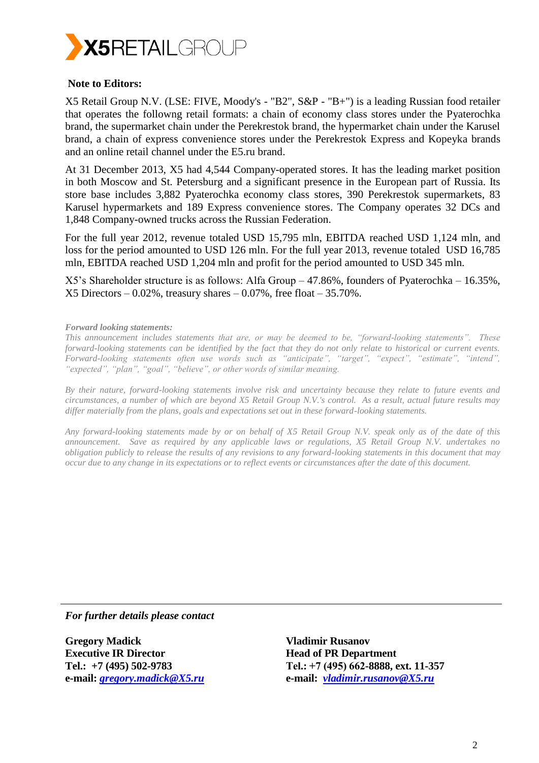**Note to Editors:**

X5 Retail Group N.V. (LSE: FIVE, Moody's - "B2", S&P - "B+") is a leading Russian food retailer that operates the followng retail formats: a chain of economy class stores under the Pyaterochka brand, the supermarket chain under the Perekrestok brand, the hypermarket chain under the Karusel brand, a chain of express convenience stores under the Perekrestok Express and Kopeyka brands and an online retail channel under the E5.ru brand.

At 31 December 2013, X5 had 4,544 Company-operated stores. It has the leading market position in both Moscow and St. Petersburg and a significant presence in the European part of Russia. Its store base includes 3,882 Pyaterochka economy class stores, 390 Perekrestok supermarkets, 83 Karusel hypermarkets and 189 Express convenience stores. The Company operates 32 DCs and 1,848 Company-owned trucks across the Russian Federation.

For the full year 2012, revenue totaled USD 15,795 mln, EBITDA reached USD 1,124 mln, and loss for the period amounted to USD 126 mln. For the full year 2013, revenue totaled USD 16,785 mln, EBITDA reached USD 1,204 mln and profit for the period amounted to USD 345 mln.

X5's Shareholder structure is as follows: Alfa Group – 47.86%, founders of Pyaterochka – 16.35%, X5 Directors – 0.02%, treasury shares – 0.07%, free float – 35.70%.

***Forward looking statements:***

*This announcement includes statements that are, or may be deemed to be, "forward-looking statements". These forward-looking statements can be identified by the fact that they do not only relate to historical or current events. Forward-looking statements often use words such as "anticipate", "target", "expect", "estimate", "intend", "expected", "plan", "goal", "believe", or other words of similar meaning.*

*By their nature, forward-looking statements involve risk and uncertainty because they relate to future events and circumstances, a number of which are beyond X5 Retail Group N.V.'s control. As a result, actual future results may differ materially from the plans, goals and expectations set out in these forward-looking statements.*

*Any forward-looking statements made by or on behalf of X5 Retail Group N.V. speak only as of the date of this announcement. Save as required by any applicable laws or regulations, X5 Retail Group N.V. undertakes no obligation publicly to release the results of any revisions to any forward-looking statements in this document that may occur due to any change in its expectations or to reflect events or circumstances after the date of this document.*

***For further details please contact***

**Gregory Madick**
**Executive IR Director**
**Tel.: +7 (495) 502-9783**
**e-mail: *gregory.madick@X5.ru***

**Vladimir Rusanov**
**Head of PR Department**
**Tel.: +7 (495) 662-8888, ext. 11-357**
**e-mail: *vladimir.rusanov@X5.ru***